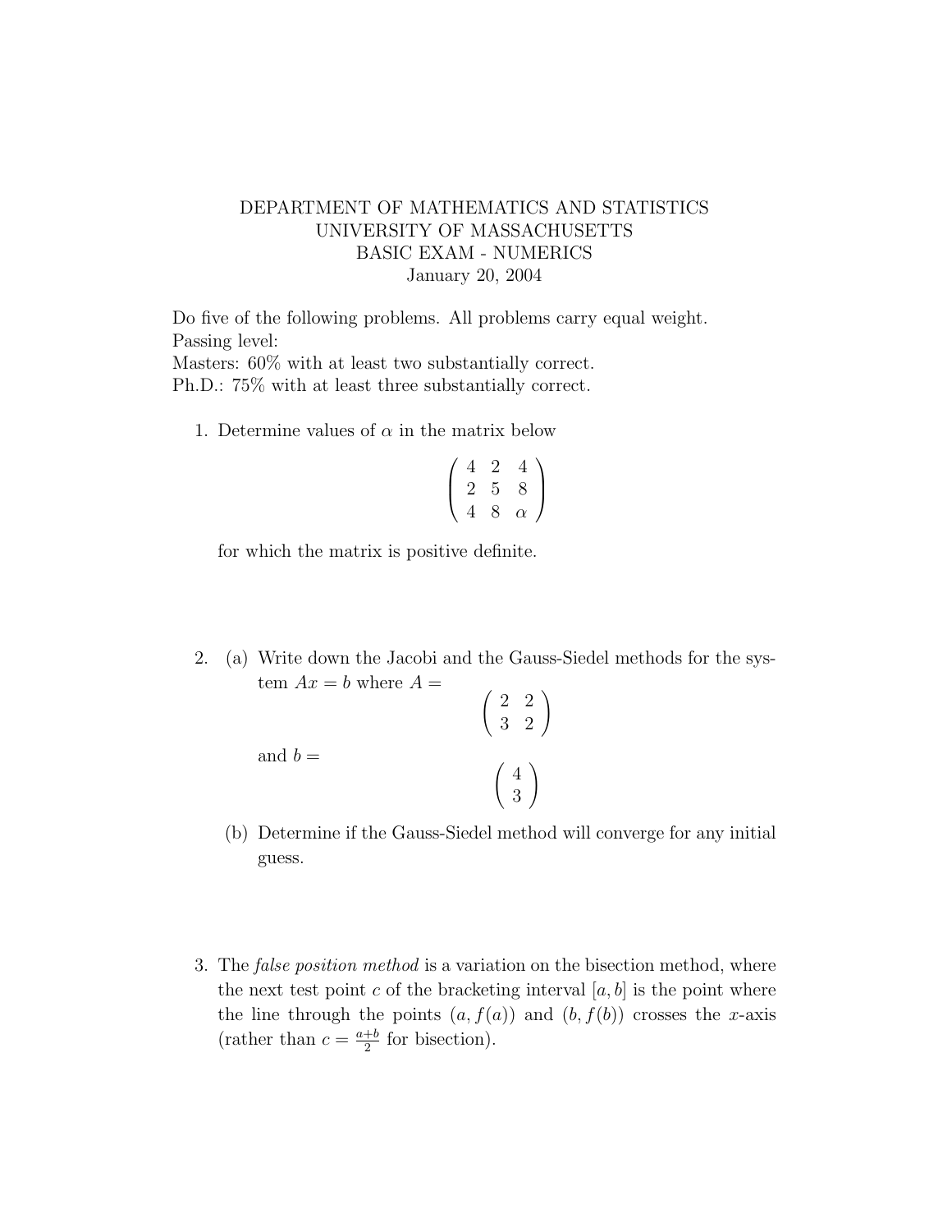# DEPARTMENT OF MATHEMATICS AND STATISTICS
# UNIVERSITY OF MASSACHUSETTS
# BASIC EXAM - NUMERICS
# January 20, 2004

Do five of the following problems. All problems carry equal weight.
Passing level:
Masters: 60% with at least two substantially correct.
Ph.D.: 75% with at least three substantially correct.

1. Determine values of $\alpha$ in the matrix below

$$\begin{pmatrix} 4 & 2 & 4 \\ 2 & 5 & 8 \\ 4 & 8 & \alpha \end{pmatrix}$$

   for which the matrix is positive definite.

2. (a) Write down the Jacobi and the Gauss-Siedel methods for the system $Ax = b$ where $A =$

$$\begin{pmatrix} 2 & 2 \\ 3 & 2 \end{pmatrix}$$

   and $b =$

$$\begin{pmatrix} 4 \\ 3 \end{pmatrix}$$

   (b) Determine if the Gauss-Siedel method will converge for any initial guess.

3. The *false position method* is a variation on the bisection method, where the next test point $c$ of the bracketing interval $[a, b]$ is the point where the line through the points $(a, f(a))$ and $(b, f(b))$ crosses the $x$-axis (rather than $c = \frac{a+b}{2}$ for bisection).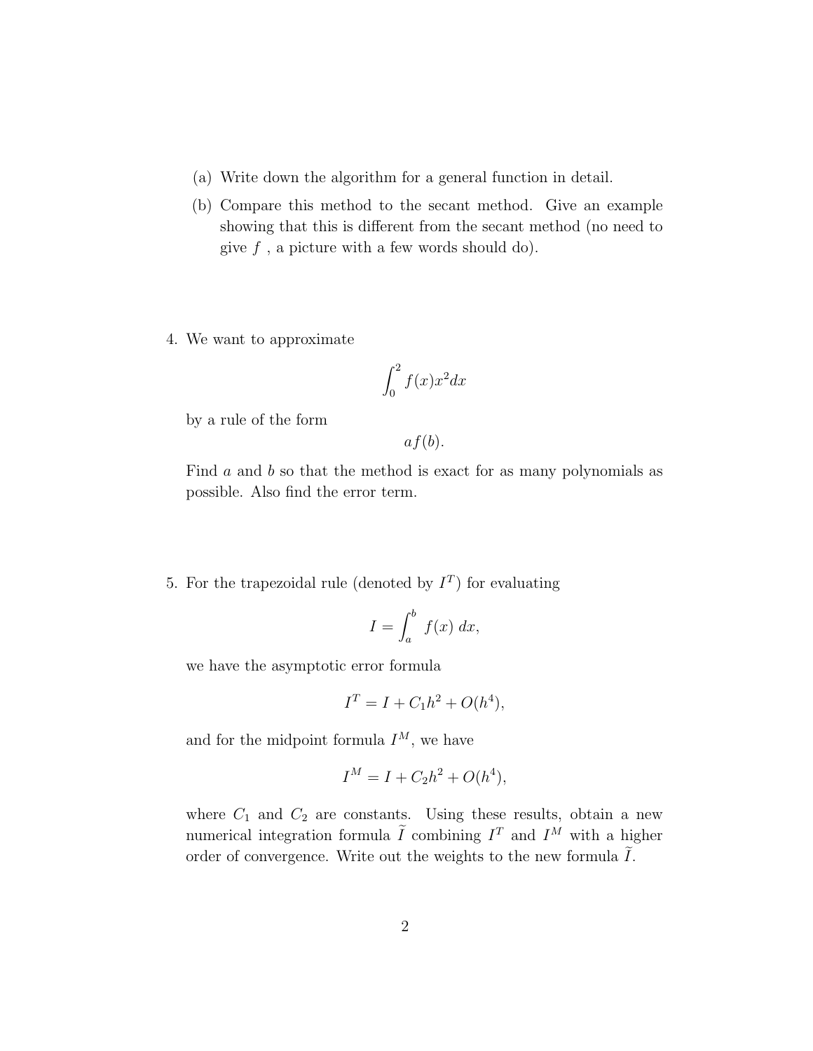(a) Write down the algorithm for a general function in detail.

(b) Compare this method to the secant method. Give an example showing that this is different from the secant method (no need to give $f$ , a picture with a few words should do).

4. We want to approximate

$$\int_0^2 f(x)x^2 dx$$

by a rule of the form

$$af(b).$$

Find $a$ and $b$ so that the method is exact for as many polynomials as possible. Also find the error term.

5. For the trapezoidal rule (denoted by $I^T$) for evaluating

$$I = \int_a^b f(x)\, dx,$$

we have the asymptotic error formula

$$I^T = I + C_1 h^2 + O(h^4),$$

and for the midpoint formula $I^M$, we have

$$I^M = I + C_2 h^2 + O(h^4),$$

where $C_1$ and $C_2$ are constants. Using these results, obtain a new numerical integration formula $\widetilde{I}$ combining $I^T$ and $I^M$ with a higher order of convergence. Write out the weights to the new formula $\widetilde{I}$.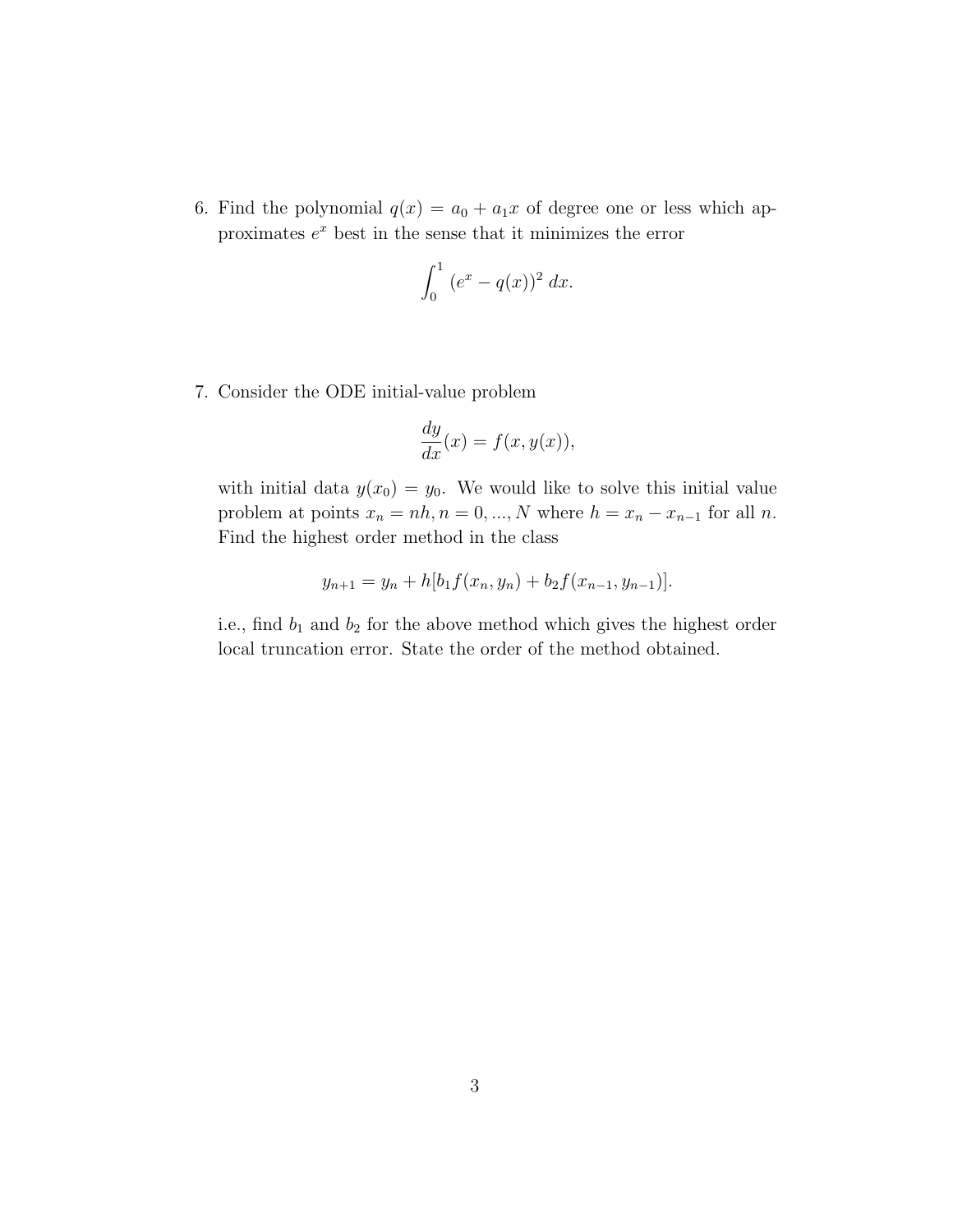6. Find the polynomial $q(x) = a_0 + a_1 x$ of degree one or less which approximates $e^x$ best in the sense that it minimizes the error

$$\int_0^1 (e^x - q(x))^2 \, dx.$$

7. Consider the ODE initial-value problem

$$\frac{dy}{dx}(x) = f(x, y(x)),$$

with initial data $y(x_0) = y_0$. We would like to solve this initial value problem at points $x_n = nh, n = 0, ..., N$ where $h = x_n - x_{n-1}$ for all $n$. Find the highest order method in the class

$$y_{n+1} = y_n + h[b_1 f(x_n, y_n) + b_2 f(x_{n-1}, y_{n-1})].$$

i.e., find $b_1$ and $b_2$ for the above method which gives the highest order local truncation error. State the order of the method obtained.